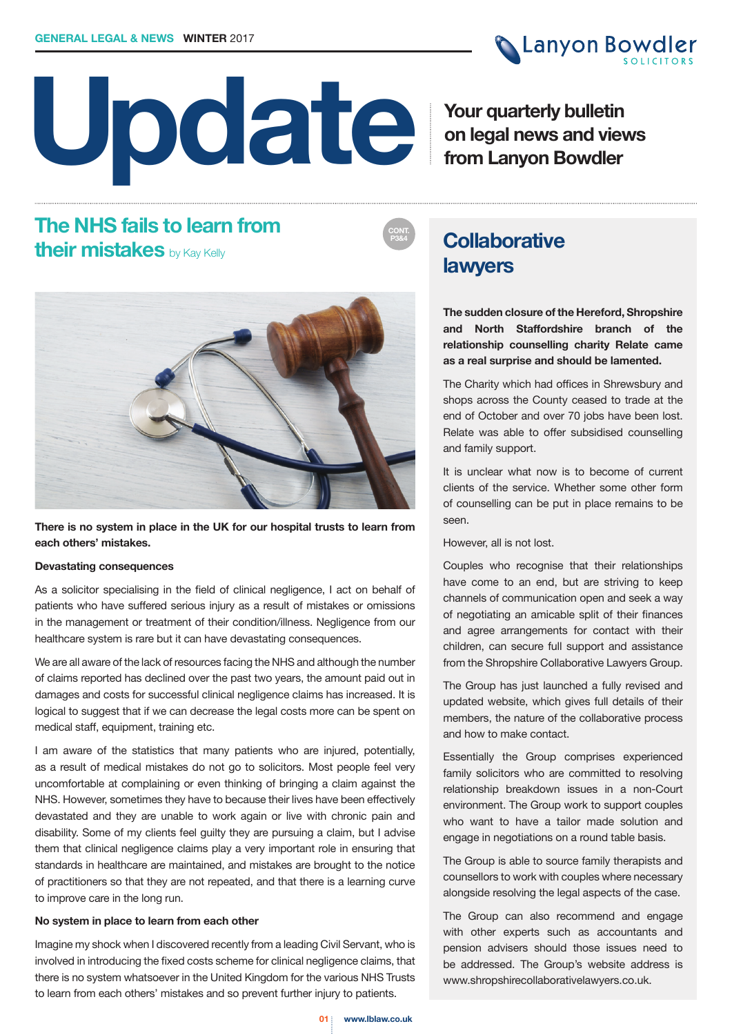GENERAL LEGAL & NEWS **WINTER** 2017

Lanyon Bowdler SOLICITORS

# Update

**Your quarterly bulletin on legal news and views from Lanyon Bowdler**

## The NHS fails to learn from their mistakes by Kay Kelly

CONT. P3&4

**There is no system in place in the UK for our hospital trusts to learn from each others' mistakes.**

**Devastating consequences**

As a solicitor specialising in the field of clinical negligence, I act on behalf of patients who have suffered serious injury as a result of mistakes or omissions in the management or treatment of their condition/illness. Negligence from our healthcare system is rare but it can have devastating consequences.

We are all aware of the lack of resources facing the NHS and although the number of claims reported has declined over the past two years, the amount paid out in damages and costs for successful clinical negligence claims has increased. It is logical to suggest that if we can decrease the legal costs more can be spent on medical staff, equipment, training etc.

I am aware of the statistics that many patients who are injured, potentially, as a result of medical mistakes do not go to solicitors. Most people feel very uncomfortable at complaining or even thinking of bringing a claim against the NHS. However, sometimes they have to because their lives have been effectively devastated and they are unable to work again or live with chronic pain and disability. Some of my clients feel guilty they are pursuing a claim, but I advise them that clinical negligence claims play a very important role in ensuring that standards in healthcare are maintained, and mistakes are brought to the notice of practitioners so that they are not repeated, and that there is a learning curve to improve care in the long run.

**No system in place to learn from each other**

Imagine my shock when I discovered recently from a leading Civil Servant, who is involved in introducing the fixed costs scheme for clinical negligence claims, that there is no system whatsoever in the United Kingdom for the various NHS Trusts to learn from each others' mistakes and so prevent further injury to patients.

## Collaborative lawyers

**The sudden closure of the Hereford, Shropshire and North Staffordshire branch of the relationship counselling charity Relate came as a real surprise and should be lamented.**

The Charity which had offices in Shrewsbury and shops across the County ceased to trade at the end of October and over 70 jobs have been lost. Relate was able to offer subsidised counselling and family support.

It is unclear what now is to become of current clients of the service. Whether some other form of counselling can be put in place remains to be seen.

However, all is not lost.

Couples who recognise that their relationships have come to an end, but are striving to keep channels of communication open and seek a way of negotiating an amicable split of their finances and agree arrangements for contact with their children, can secure full support and assistance from the Shropshire Collaborative Lawyers Group.

The Group has just launched a fully revised and updated website, which gives full details of their members, the nature of the collaborative process and how to make contact.

Essentially the Group comprises experienced family solicitors who are committed to resolving relationship breakdown issues in a non-Court environment. The Group work to support couples who want to have a tailor made solution and engage in negotiations on a round table basis.

The Group is able to source family therapists and counsellors to work with couples where necessary alongside resolving the legal aspects of the case.

The Group can also recommend and engage with other experts such as accountants and pension advisers should those issues need to be addressed. The Group's website address is www.shropshirecollaborativelawyers.co.uk.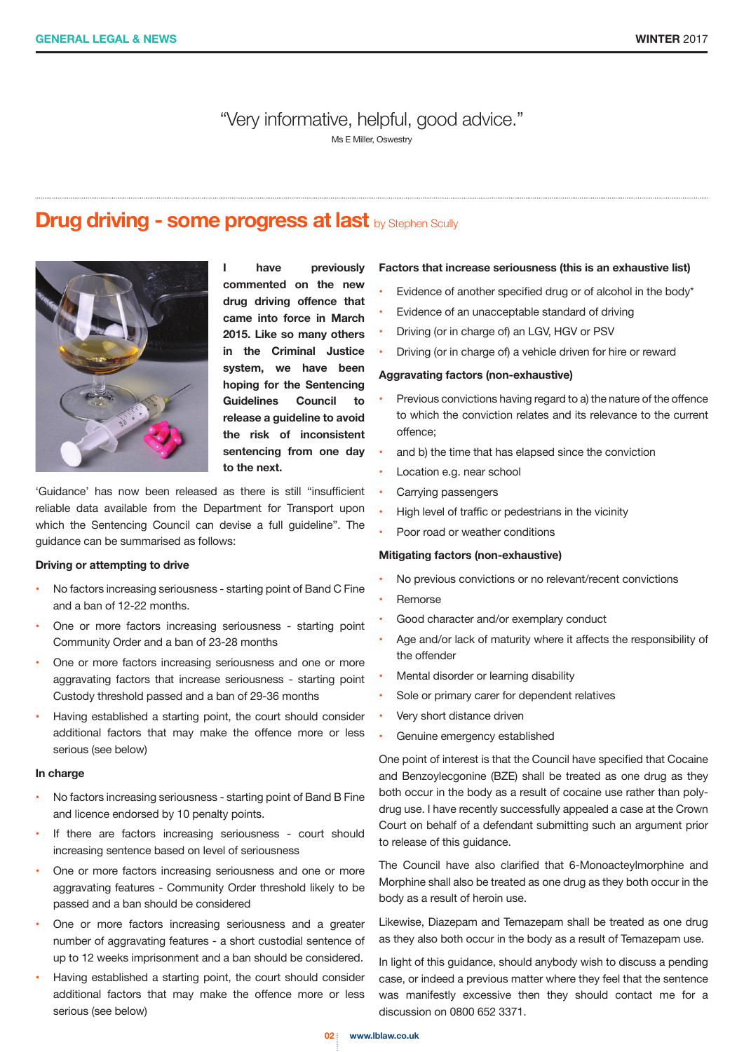> "Very informative, helpful, good advice."
>
> Ms E Miller, Oswestry

## Drug driving - some progress at last by Stephen Scully

**I have previously commented on the new drug driving offence that came into force in March 2015. Like so many others in the Criminal Justice system, we have been hoping for the Sentencing Guidelines Council to release a guideline to avoid the risk of inconsistent sentencing from one day to the next.**

'Guidance' has now been released as there is still "insufficient reliable data available from the Department for Transport upon which the Sentencing Council can devise a full guideline". The guidance can be summarised as follows:

**Driving or attempting to drive**

- No factors increasing seriousness - starting point of Band C Fine and a ban of 12-22 months.
- One or more factors increasing seriousness - starting point Community Order and a ban of 23-28 months
- One or more factors increasing seriousness and one or more aggravating factors that increase seriousness - starting point Custody threshold passed and a ban of 29-36 months
- Having established a starting point, the court should consider additional factors that may make the offence more or less serious (see below)

**In charge**

- No factors increasing seriousness - starting point of Band B Fine and licence endorsed by 10 penalty points.
- If there are factors increasing seriousness - court should increasing sentence based on level of seriousness
- One or more factors increasing seriousness and one or more aggravating features - Community Order threshold likely to be passed and a ban should be considered
- One or more factors increasing seriousness and a greater number of aggravating features - a short custodial sentence of up to 12 weeks imprisonment and a ban should be considered.
- Having established a starting point, the court should consider additional factors that may make the offence more or less serious (see below)

**Factors that increase seriousness (this is an exhaustive list)**

- Evidence of another specified drug or of alcohol in the body*
- Evidence of an unacceptable standard of driving
- Driving (or in charge of) an LGV, HGV or PSV
- Driving (or in charge of) a vehicle driven for hire or reward

**Aggravating factors (non-exhaustive)**

- Previous convictions having regard to a) the nature of the offence to which the conviction relates and its relevance to the current offence;
- and b) the time that has elapsed since the conviction
- Location e.g. near school
- Carrying passengers
- High level of traffic or pedestrians in the vicinity
- Poor road or weather conditions

**Mitigating factors (non-exhaustive)**

- No previous convictions or no relevant/recent convictions
- Remorse
- Good character and/or exemplary conduct
- Age and/or lack of maturity where it affects the responsibility of the offender
- Mental disorder or learning disability
- Sole or primary carer for dependent relatives
- Very short distance driven
- Genuine emergency established

One point of interest is that the Council have specified that Cocaine and Benzoylecgonine (BZE) shall be treated as one drug as they both occur in the body as a result of cocaine use rather than poly-drug use. I have recently successfully appealed a case at the Crown Court on behalf of a defendant submitting such an argument prior to release of this guidance.

The Council have also clarified that 6-Monoacteylmorphine and Morphine shall also be treated as one drug as they both occur in the body as a result of heroin use.

Likewise, Diazepam and Temazepam shall be treated as one drug as they also both occur in the body as a result of Temazepam use.

In light of this guidance, should anybody wish to discuss a pending case, or indeed a previous matter where they feel that the sentence was manifestly excessive then they should contact me for a discussion on 0800 652 3371.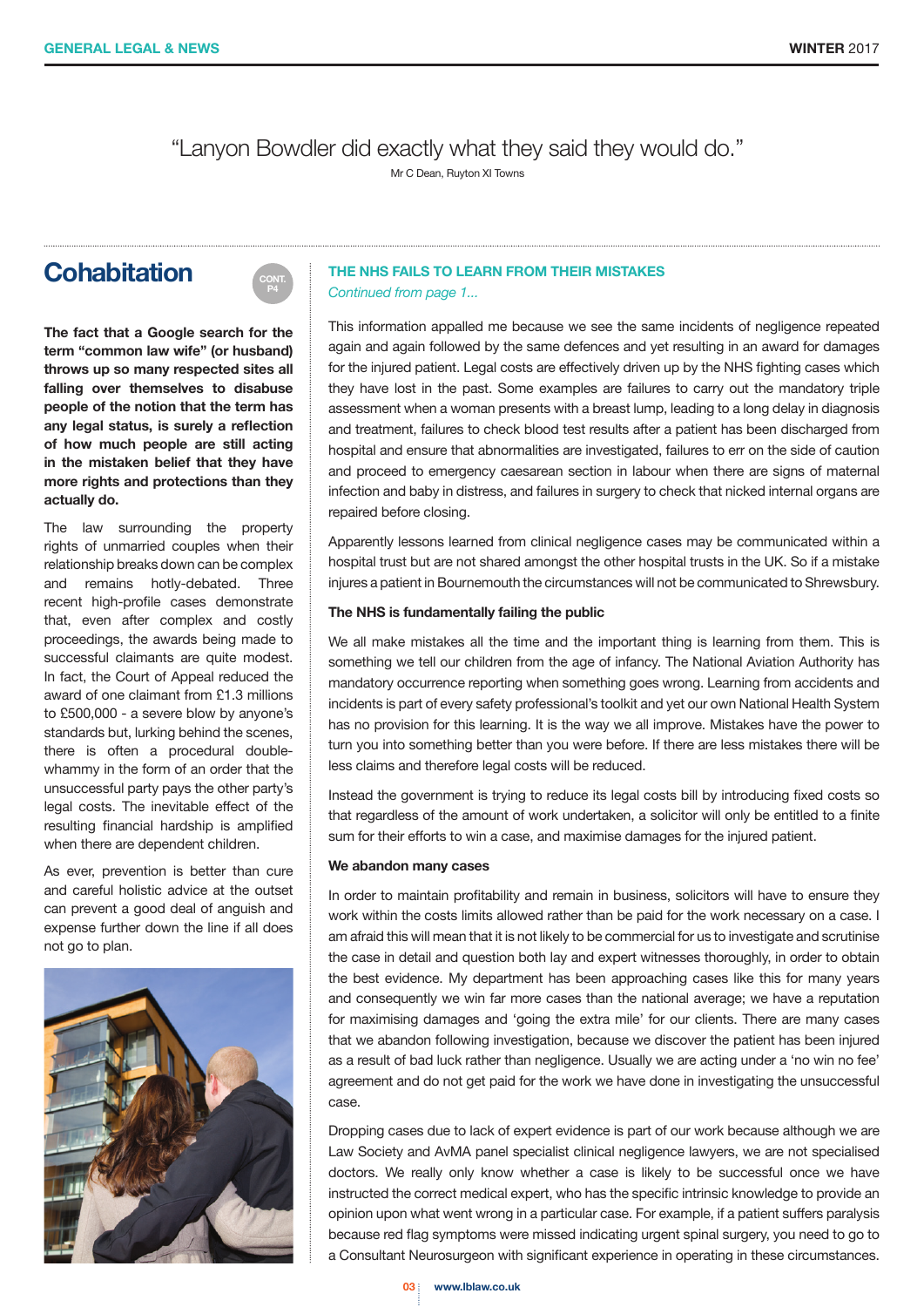"Lanyon Bowdler did exactly what they said they would do."

Mr C Dean, Ruyton XI Towns

## Cohabitation

CONT. P4

**The fact that a Google search for the term "common law wife" (or husband) throws up so many respected sites all falling over themselves to disabuse people of the notion that the term has any legal status, is surely a reflection of how much people are still acting in the mistaken belief that they have more rights and protections than they actually do.**

The law surrounding the property rights of unmarried couples when their relationship breaks down can be complex and remains hotly-debated. Three recent high-profile cases demonstrate that, even after complex and costly proceedings, the awards being made to successful claimants are quite modest. In fact, the Court of Appeal reduced the award of one claimant from £1.3 millions to £500,000 - a severe blow by anyone's standards but, lurking behind the scenes, there is often a procedural double-whammy in the form of an order that the unsuccessful party pays the other party's legal costs. The inevitable effect of the resulting financial hardship is amplified when there are dependent children.

As ever, prevention is better than cure and careful holistic advice at the outset can prevent a good deal of anguish and expense further down the line if all does not go to plan.

## THE NHS FAILS TO LEARN FROM THEIR MISTAKES

*Continued from page 1...*

This information appalled me because we see the same incidents of negligence repeated again and again followed by the same defences and yet resulting in an award for damages for the injured patient. Legal costs are effectively driven up by the NHS fighting cases which they have lost in the past. Some examples are failures to carry out the mandatory triple assessment when a woman presents with a breast lump, leading to a long delay in diagnosis and treatment, failures to check blood test results after a patient has been discharged from hospital and ensure that abnormalities are investigated, failures to err on the side of caution and proceed to emergency caesarean section in labour when there are signs of maternal infection and baby in distress, and failures in surgery to check that nicked internal organs are repaired before closing.

Apparently lessons learned from clinical negligence cases may be communicated within a hospital trust but are not shared amongst the other hospital trusts in the UK. So if a mistake injures a patient in Bournemouth the circumstances will not be communicated to Shrewsbury.

**The NHS is fundamentally failing the public**

We all make mistakes all the time and the important thing is learning from them. This is something we tell our children from the age of infancy. The National Aviation Authority has mandatory occurrence reporting when something goes wrong. Learning from accidents and incidents is part of every safety professional's toolkit and yet our own National Health System has no provision for this learning. It is the way we all improve. Mistakes have the power to turn you into something better than you were before. If there are less mistakes there will be less claims and therefore legal costs will be reduced.

Instead the government is trying to reduce its legal costs bill by introducing fixed costs so that regardless of the amount of work undertaken, a solicitor will only be entitled to a finite sum for their efforts to win a case, and maximise damages for the injured patient.

**We abandon many cases**

In order to maintain profitability and remain in business, solicitors will have to ensure they work within the costs limits allowed rather than be paid for the work necessary on a case. I am afraid this will mean that it is not likely to be commercial for us to investigate and scrutinise the case in detail and question both lay and expert witnesses thoroughly, in order to obtain the best evidence. My department has been approaching cases like this for many years and consequently we win far more cases than the national average; we have a reputation for maximising damages and 'going the extra mile' for our clients. There are many cases that we abandon following investigation, because we discover the patient has been injured as a result of bad luck rather than negligence. Usually we are acting under a 'no win no fee' agreement and do not get paid for the work we have done in investigating the unsuccessful case.

Dropping cases due to lack of expert evidence is part of our work because although we are Law Society and AvMA panel specialist clinical negligence lawyers, we are not specialised doctors. We really only know whether a case is likely to be successful once we have instructed the correct medical expert, who has the specific intrinsic knowledge to provide an opinion upon what went wrong in a particular case. For example, if a patient suffers paralysis because red flag symptoms were missed indicating urgent spinal surgery, you need to go to a Consultant Neurosurgeon with significant experience in operating in these circumstances.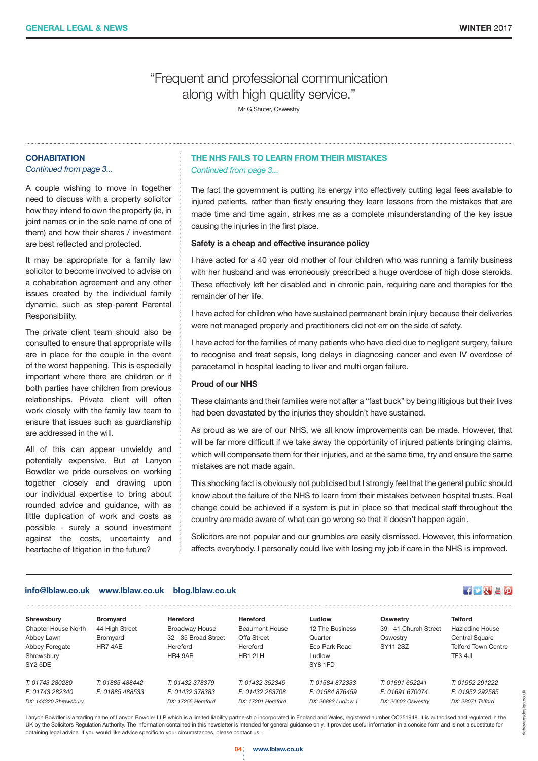> "Frequent and professional communication along with high quality service."
>
> Mr G Shuter, Oswestry

## COHABITATION

*Continued from page 3...*

A couple wishing to move in together need to discuss with a property solicitor how they intend to own the property (ie, in joint names or in the sole name of one of them) and how their shares / investment are best reflected and protected.

It may be appropriate for a family law solicitor to become involved to advise on a cohabitation agreement and any other issues created by the individual family dynamic, such as step-parent Parental Responsibility.

The private client team should also be consulted to ensure that appropriate wills are in place for the couple in the event of the worst happening. This is especially important where there are children or if both parties have children from previous relationships. Private client will often work closely with the family law team to ensure that issues such as guardianship are addressed in the will.

All of this can appear unwieldy and potentially expensive. But at Lanyon Bowdler we pride ourselves on working together closely and drawing upon our individual expertise to bring about rounded advice and guidance, with as little duplication of work and costs as possible - surely a sound investment against the costs, uncertainty and heartache of litigation in the future?

## THE NHS FAILS TO LEARN FROM THEIR MISTAKES

*Continued from page 3...*

The fact the government is putting its energy into effectively cutting legal fees available to injured patients, rather than firstly ensuring they learn lessons from the mistakes that are made time and time again, strikes me as a complete misunderstanding of the key issue causing the injuries in the first place.

**Safety is a cheap and effective insurance policy**

I have acted for a 40 year old mother of four children who was running a family business with her husband and was erroneously prescribed a huge overdose of high dose steroids. These effectively left her disabled and in chronic pain, requiring care and therapies for the remainder of her life.

I have acted for children who have sustained permanent brain injury because their deliveries were not managed properly and practitioners did not err on the side of safety.

I have acted for the families of many patients who have died due to negligent surgery, failure to recognise and treat sepsis, long delays in diagnosing cancer and even IV overdose of paracetamol in hospital leading to liver and multi organ failure.

**Proud of our NHS**

These claimants and their families were not after a "fast buck" by being litigious but their lives had been devastated by the injuries they shouldn't have sustained.

As proud as we are of our NHS, we all know improvements can be made. However, that will be far more difficult if we take away the opportunity of injured patients bringing claims, which will compensate them for their injuries, and at the same time, try and ensure the same mistakes are not made again.

This shocking fact is obviously not publicised but I strongly feel that the general public should know about the failure of the NHS to learn from their mistakes between hospital trusts. Real change could be achieved if a system is put in place so that medical staff throughout the country are made aware of what can go wrong so that it doesn't happen again.

Solicitors are not popular and our grumbles are easily dismissed. However, this information affects everybody. I personally could live with losing my job if care in the NHS is improved.

---

**info@lblaw.co.uk** **www.lblaw.co.uk** **blog.lblaw.co.uk**

| Shrewsbury | Bromyard | Hereford | Hereford | Ludlow | Oswestry | Telford |
|---|---|---|---|---|---|---|
| Chapter House North, Abbey Lawn, Abbey Foregate, Shrewsbury, SY2 5DE | 44 High Street, Bromyard, HR7 4AE | Broadway House, 32 - 35 Broad Street, Hereford, HR4 9AR | Beaumont House, Offa Street, Hereford, HR1 2LH | 12 The Business Quarter, Eco Park Road, Ludlow, SY8 1FD | 39 - 41 Church Street, Oswestry, SY11 2SZ | Hazledine House, Central Square, Telford Town Centre, TF3 4JL |
| T: 01743 280280 | T: 01885 488442 | T: 01432 378379 | T: 01432 352345 | T: 01584 872333 | T: 01691 652241 | T: 01952 291222 |
| F: 01743 282340 | F: 01885 488533 | F: 01432 378383 | F: 01432 263708 | F: 01584 876459 | F: 01691 670074 | F: 01952 292585 |
| DX: 144320 Shrewsbury | | DX: 17255 Hereford | DX: 17201 Hereford | DX: 26883 Ludlow 1 | DX: 26603 Oswestry | DX: 28071 Telford |

Lanyon Bowdler is a trading name of Lanyon Bowdler LLP which is a limited liability partnership incorporated in England and Wales, registered number OC351948. It is authorised and regulated in the UK by the Solicitors Regulation Authority. The information contained in this newsletter is intended for general guidance only. It provides useful information in a concise form and is not a substitute for obtaining legal advice. If you would like advice specific to your circumstances, please contact us.